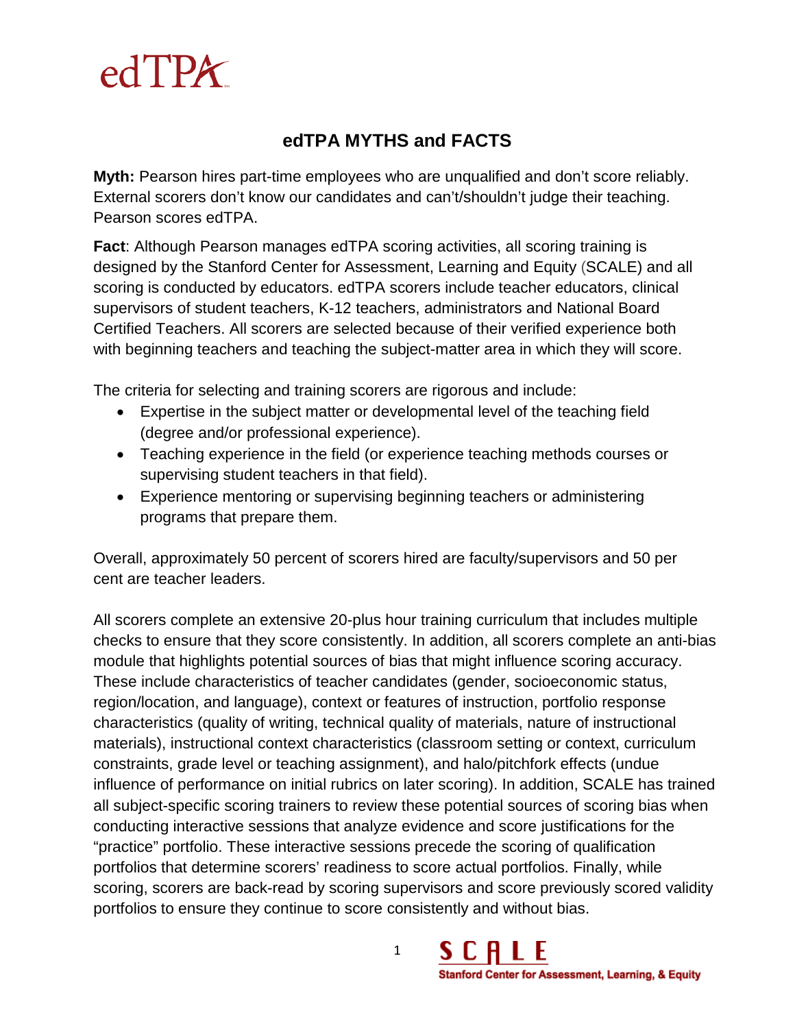edTPA

# edTPA MYTHS and FACTS

**Myth:** Pearson hires part-time employees who are unqualified and don't score reliably. External scorers don't know our candidates and can't/shouldn't judge their teaching. Pearson scores edTPA.

**Fact**: Although Pearson manages edTPA scoring activities, all scoring training is designed by the Stanford Center for Assessment, Learning and Equity (SCALE) and all scoring is conducted by educators. edTPA scorers include teacher educators, clinical supervisors of student teachers, K-12 teachers, administrators and National Board Certified Teachers. All scorers are selected because of their verified experience both with beginning teachers and teaching the subject-matter area in which they will score.

The criteria for selecting and training scorers are rigorous and include:

- Expertise in the subject matter or developmental level of the teaching field (degree and/or professional experience).
- Teaching experience in the field (or experience teaching methods courses or supervising student teachers in that field).
- Experience mentoring or supervising beginning teachers or administering programs that prepare them.

Overall, approximately 50 percent of scorers hired are faculty/supervisors and 50 per cent are teacher leaders.

All scorers complete an extensive 20-plus hour training curriculum that includes multiple checks to ensure that they score consistently. In addition, all scorers complete an anti-bias module that highlights potential sources of bias that might influence scoring accuracy. These include characteristics of teacher candidates (gender, socioeconomic status, region/location, and language), context or features of instruction, portfolio response characteristics (quality of writing, technical quality of materials, nature of instructional materials), instructional context characteristics (classroom setting or context, curriculum constraints, grade level or teaching assignment), and halo/pitchfork effects (undue influence of performance on initial rubrics on later scoring). In addition, SCALE has trained all subject-specific scoring trainers to review these potential sources of scoring bias when conducting interactive sessions that analyze evidence and score justifications for the "practice" portfolio. These interactive sessions precede the scoring of qualification portfolios that determine scorers' readiness to score actual portfolios. Finally, while scoring, scorers are back-read by scoring supervisors and score previously scored validity portfolios to ensure they continue to score consistently and without bias.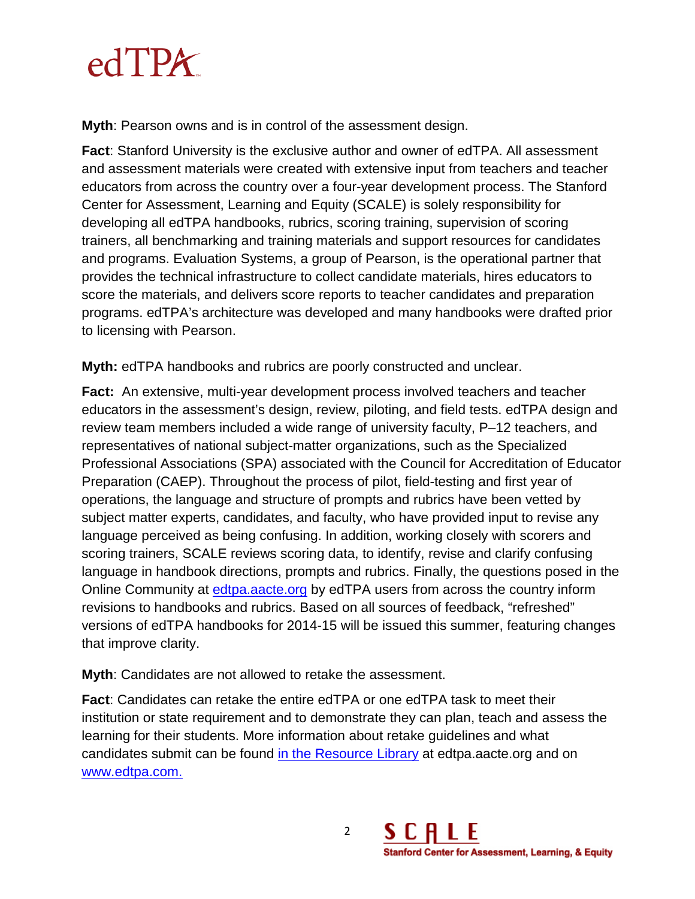**Myth**: Pearson owns and is in control of the assessment design.

**Fact**: Stanford University is the exclusive author and owner of edTPA. All assessment and assessment materials were created with extensive input from teachers and teacher educators from across the country over a four-year development process. The Stanford Center for Assessment, Learning and Equity (SCALE) is solely responsibility for developing all edTPA handbooks, rubrics, scoring training, supervision of scoring trainers, all benchmarking and training materials and support resources for candidates and programs. Evaluation Systems, a group of Pearson, is the operational partner that provides the technical infrastructure to collect candidate materials, hires educators to score the materials, and delivers score reports to teacher candidates and preparation programs. edTPA's architecture was developed and many handbooks were drafted prior to licensing with Pearson.

**Myth:** edTPA handbooks and rubrics are poorly constructed and unclear.

**Fact:** An extensive, multi-year development process involved teachers and teacher educators in the assessment's design, review, piloting, and field tests. edTPA design and review team members included a wide range of university faculty, P–12 teachers, and representatives of national subject-matter organizations, such as the Specialized Professional Associations (SPA) associated with the Council for Accreditation of Educator Preparation (CAEP). Throughout the process of pilot, field-testing and first year of operations, the language and structure of prompts and rubrics have been vetted by subject matter experts, candidates, and faculty, who have provided input to revise any language perceived as being confusing. In addition, working closely with scorers and scoring trainers, SCALE reviews scoring data, to identify, revise and clarify confusing language in handbook directions, prompts and rubrics. Finally, the questions posed in the Online Community at [edtpa.aacte.org](edtpa.aacte.org) by edTPA users from across the country inform revisions to handbooks and rubrics. Based on all sources of feedback, "refreshed" versions of edTPA handbooks for 2014-15 will be issued this summer, featuring changes that improve clarity.

**Myth**: Candidates are not allowed to retake the assessment.

**Fact**: Candidates can retake the entire edTPA or one edTPA task to meet their institution or state requirement and to demonstrate they can plan, teach and assess the learning for their students. More information about retake guidelines and what candidates submit can be found in the Resource Library at edtpa.aacte.org and on [www.edtpa.com.](www.edtpa.com)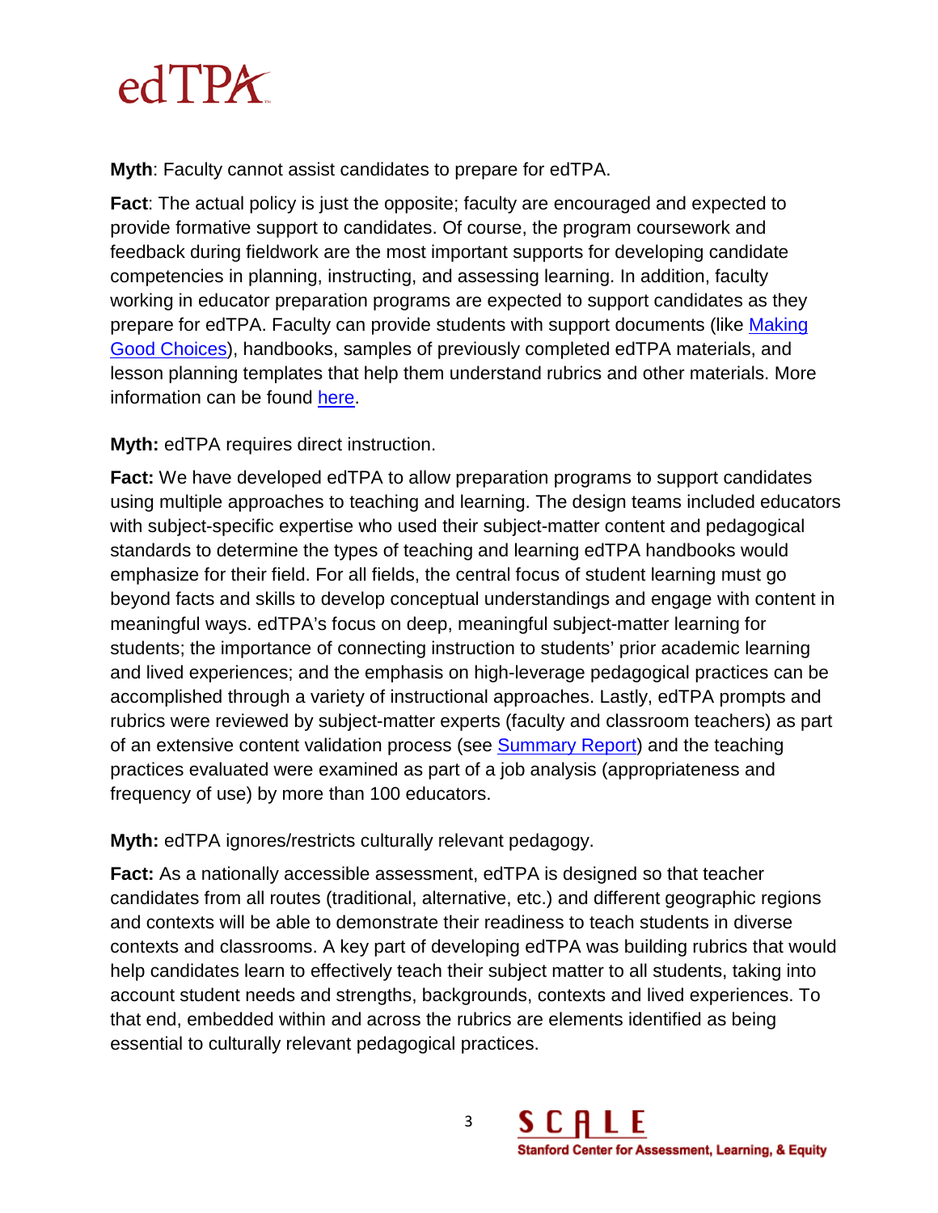**Myth**: Faculty cannot assist candidates to prepare for edTPA.

**Fact**: The actual policy is just the opposite; faculty are encouraged and expected to provide formative support to candidates. Of course, the program coursework and feedback during fieldwork are the most important supports for developing candidate competencies in planning, instructing, and assessing learning. In addition, faculty working in educator preparation programs are expected to support candidates as they prepare for edTPA. Faculty can provide students with support documents (like Making Good Choices), handbooks, samples of previously completed edTPA materials, and lesson planning templates that help them understand rubrics and other materials. More information can be found here.

**Myth:** edTPA requires direct instruction.

**Fact:** We have developed edTPA to allow preparation programs to support candidates using multiple approaches to teaching and learning. The design teams included educators with subject-specific expertise who used their subject-matter content and pedagogical standards to determine the types of teaching and learning edTPA handbooks would emphasize for their field. For all fields, the central focus of student learning must go beyond facts and skills to develop conceptual understandings and engage with content in meaningful ways. edTPA's focus on deep, meaningful subject-matter learning for students; the importance of connecting instruction to students' prior academic learning and lived experiences; and the emphasis on high-leverage pedagogical practices can be accomplished through a variety of instructional approaches. Lastly, edTPA prompts and rubrics were reviewed by subject-matter experts (faculty and classroom teachers) as part of an extensive content validation process (see Summary Report) and the teaching practices evaluated were examined as part of a job analysis (appropriateness and frequency of use) by more than 100 educators.

**Myth:** edTPA ignores/restricts culturally relevant pedagogy.

**Fact:** As a nationally accessible assessment, edTPA is designed so that teacher candidates from all routes (traditional, alternative, etc.) and different geographic regions and contexts will be able to demonstrate their readiness to teach students in diverse contexts and classrooms. A key part of developing edTPA was building rubrics that would help candidates learn to effectively teach their subject matter to all students, taking into account student needs and strengths, backgrounds, contexts and lived experiences. To that end, embedded within and across the rubrics are elements identified as being essential to culturally relevant pedagogical practices.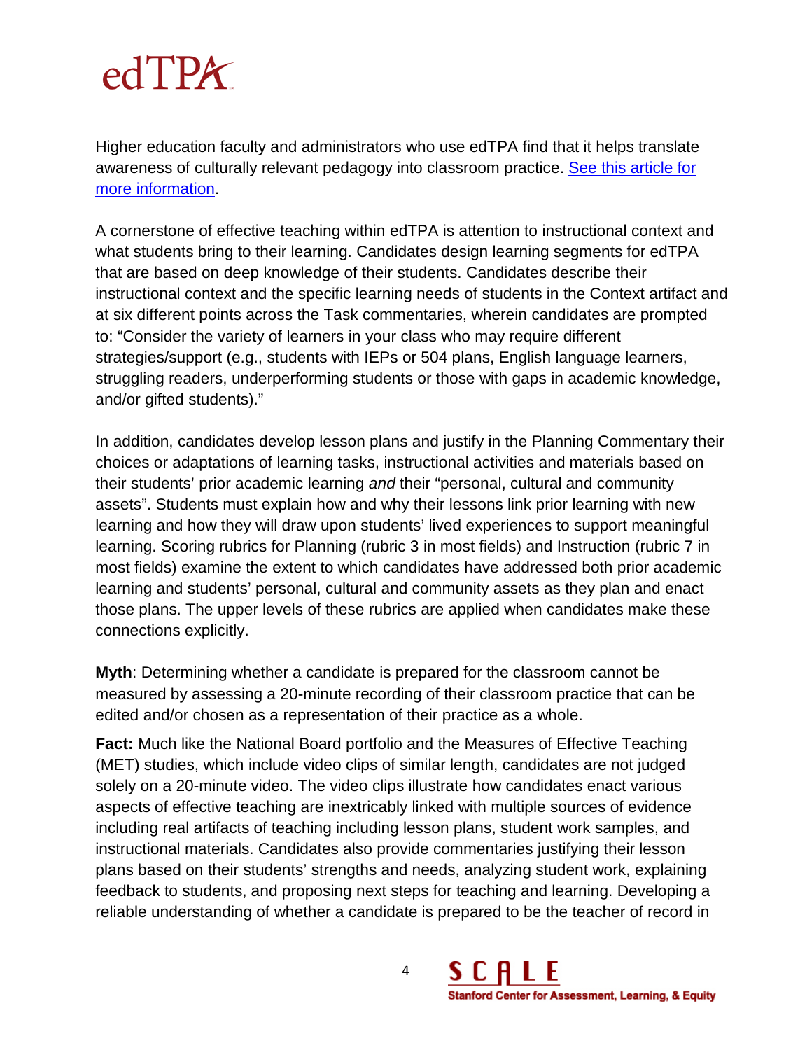Higher education faculty and administrators who use edTPA find that it helps translate awareness of culturally relevant pedagogy into classroom practice. [See this article for more information](#).

A cornerstone of effective teaching within edTPA is attention to instructional context and what students bring to their learning. Candidates design learning segments for edTPA that are based on deep knowledge of their students. Candidates describe their instructional context and the specific learning needs of students in the Context artifact and at six different points across the Task commentaries, wherein candidates are prompted to: "Consider the variety of learners in your class who may require different strategies/support (e.g., students with IEPs or 504 plans, English language learners, struggling readers, underperforming students or those with gaps in academic knowledge, and/or gifted students)."

In addition, candidates develop lesson plans and justify in the Planning Commentary their choices or adaptations of learning tasks, instructional activities and materials based on their students' prior academic learning *and* their "personal, cultural and community assets". Students must explain how and why their lessons link prior learning with new learning and how they will draw upon students' lived experiences to support meaningful learning. Scoring rubrics for Planning (rubric 3 in most fields) and Instruction (rubric 7 in most fields) examine the extent to which candidates have addressed both prior academic learning and students' personal, cultural and community assets as they plan and enact those plans. The upper levels of these rubrics are applied when candidates make these connections explicitly.

**Myth**: Determining whether a candidate is prepared for the classroom cannot be measured by assessing a 20-minute recording of their classroom practice that can be edited and/or chosen as a representation of their practice as a whole.

**Fact:** Much like the National Board portfolio and the Measures of Effective Teaching (MET) studies, which include video clips of similar length, candidates are not judged solely on a 20-minute video. The video clips illustrate how candidates enact various aspects of effective teaching are inextricably linked with multiple sources of evidence including real artifacts of teaching including lesson plans, student work samples, and instructional materials. Candidates also provide commentaries justifying their lesson plans based on their students' strengths and needs, analyzing student work, explaining feedback to students, and proposing next steps for teaching and learning. Developing a reliable understanding of whether a candidate is prepared to be the teacher of record in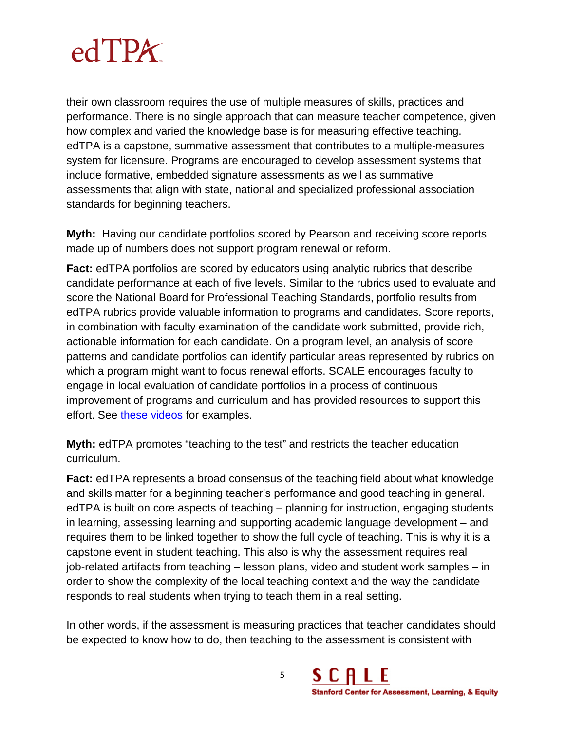their own classroom requires the use of multiple measures of skills, practices and performance. There is no single approach that can measure teacher competence, given how complex and varied the knowledge base is for measuring effective teaching. edTPA is a capstone, summative assessment that contributes to a multiple-measures system for licensure. Programs are encouraged to develop assessment systems that include formative, embedded signature assessments as well as summative assessments that align with state, national and specialized professional association standards for beginning teachers.

**Myth:** Having our candidate portfolios scored by Pearson and receiving score reports made up of numbers does not support program renewal or reform.

**Fact:** edTPA portfolios are scored by educators using analytic rubrics that describe candidate performance at each of five levels. Similar to the rubrics used to evaluate and score the National Board for Professional Teaching Standards, portfolio results from edTPA rubrics provide valuable information to programs and candidates. Score reports, in combination with faculty examination of the candidate work submitted, provide rich, actionable information for each candidate. On a program level, an analysis of score patterns and candidate portfolios can identify particular areas represented by rubrics on which a program might want to focus renewal efforts. SCALE encourages faculty to engage in local evaluation of candidate portfolios in a process of continuous improvement of programs and curriculum and has provided resources to support this effort. See these videos for examples.

**Myth:** edTPA promotes "teaching to the test" and restricts the teacher education curriculum.

**Fact:** edTPA represents a broad consensus of the teaching field about what knowledge and skills matter for a beginning teacher's performance and good teaching in general. edTPA is built on core aspects of teaching – planning for instruction, engaging students in learning, assessing learning and supporting academic language development – and requires them to be linked together to show the full cycle of teaching. This is why it is a capstone event in student teaching. This also is why the assessment requires real job-related artifacts from teaching – lesson plans, video and student work samples – in order to show the complexity of the local teaching context and the way the candidate responds to real students when trying to teach them in a real setting.

In other words, if the assessment is measuring practices that teacher candidates should be expected to know how to do, then teaching to the assessment is consistent with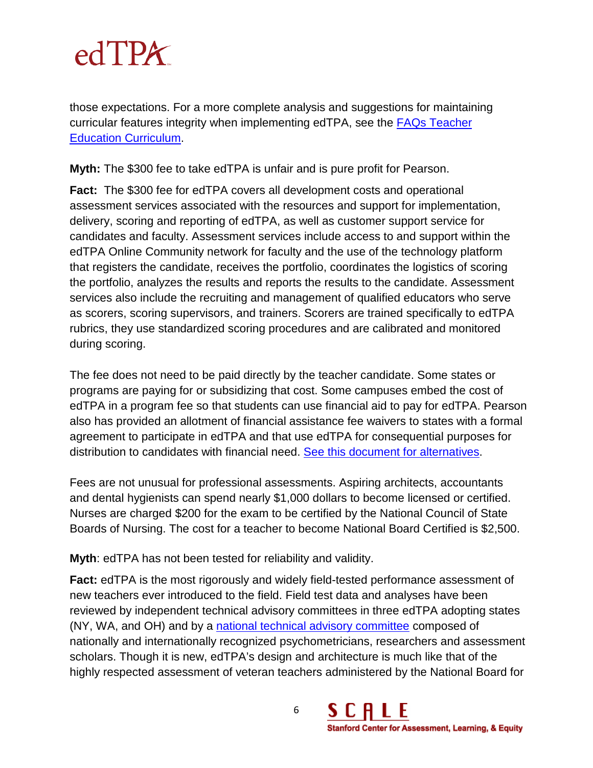those expectations. For a more complete analysis and suggestions for maintaining curricular features integrity when implementing edTPA, see the [FAQs Teacher Education Curriculum](FAQs Teacher Education Curriculum).

**Myth:** The $300 fee to take edTPA is unfair and is pure profit for Pearson.

**Fact:** The $300 fee for edTPA covers all development costs and operational assessment services associated with the resources and support for implementation, delivery, scoring and reporting of edTPA, as well as customer support service for candidates and faculty. Assessment services include access to and support within the edTPA Online Community network for faculty and the use of the technology platform that registers the candidate, receives the portfolio, coordinates the logistics of scoring the portfolio, analyzes the results and reports the results to the candidate. Assessment services also include the recruiting and management of qualified educators who serve as scorers, scoring supervisors, and trainers. Scorers are trained specifically to edTPA rubrics, they use standardized scoring procedures and are calibrated and monitored during scoring.

The fee does not need to be paid directly by the teacher candidate. Some states or programs are paying for or subsidizing that cost. Some campuses embed the cost of edTPA in a program fee so that students can use financial aid to pay for edTPA. Pearson also has provided an allotment of financial assistance fee waivers to states with a formal agreement to participate in edTPA and that use edTPA for consequential purposes for distribution to candidates with financial need. See this document for alternatives.

Fees are not unusual for professional assessments. Aspiring architects, accountants and dental hygienists can spend nearly $1,000 dollars to become licensed or certified. Nurses are charged $200 for the exam to be certified by the National Council of State Boards of Nursing. The cost for a teacher to become National Board Certified is $2,500.

**Myth**: edTPA has not been tested for reliability and validity.

**Fact:** edTPA is the most rigorously and widely field-tested performance assessment of new teachers ever introduced to the field. Field test data and analyses have been reviewed by independent technical advisory committees in three edTPA adopting states (NY, WA, and OH) and by a national technical advisory committee composed of nationally and internationally recognized psychometricians, researchers and assessment scholars. Though it is new, edTPA's design and architecture is much like that of the highly respected assessment of veteran teachers administered by the National Board for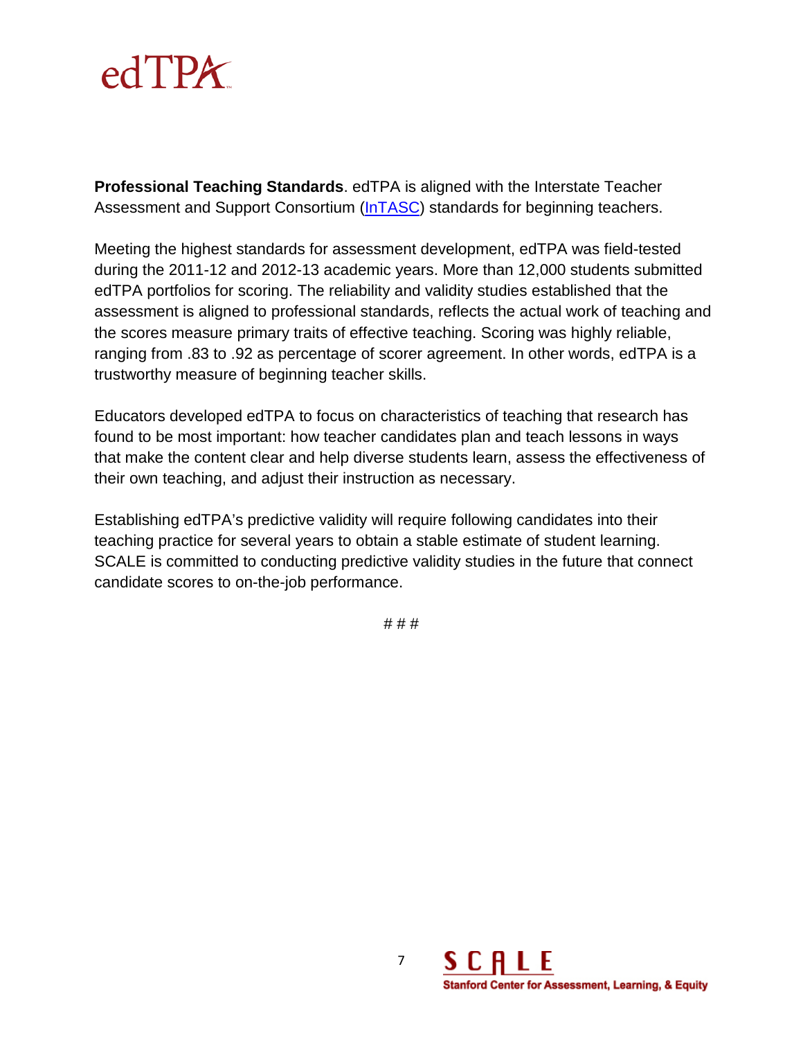**Professional Teaching Standards**. edTPA is aligned with the Interstate Teacher Assessment and Support Consortium (InTASC) standards for beginning teachers.

Meeting the highest standards for assessment development, edTPA was field-tested during the 2011-12 and 2012-13 academic years. More than 12,000 students submitted edTPA portfolios for scoring. The reliability and validity studies established that the assessment is aligned to professional standards, reflects the actual work of teaching and the scores measure primary traits of effective teaching. Scoring was highly reliable, ranging from .83 to .92 as percentage of scorer agreement. In other words, edTPA is a trustworthy measure of beginning teacher skills.

Educators developed edTPA to focus on characteristics of teaching that research has found to be most important: how teacher candidates plan and teach lessons in ways that make the content clear and help diverse students learn, assess the effectiveness of their own teaching, and adjust their instruction as necessary.

Establishing edTPA's predictive validity will require following candidates into their teaching practice for several years to obtain a stable estimate of student learning. SCALE is committed to conducting predictive validity studies in the future that connect candidate scores to on-the-job performance.

# # #